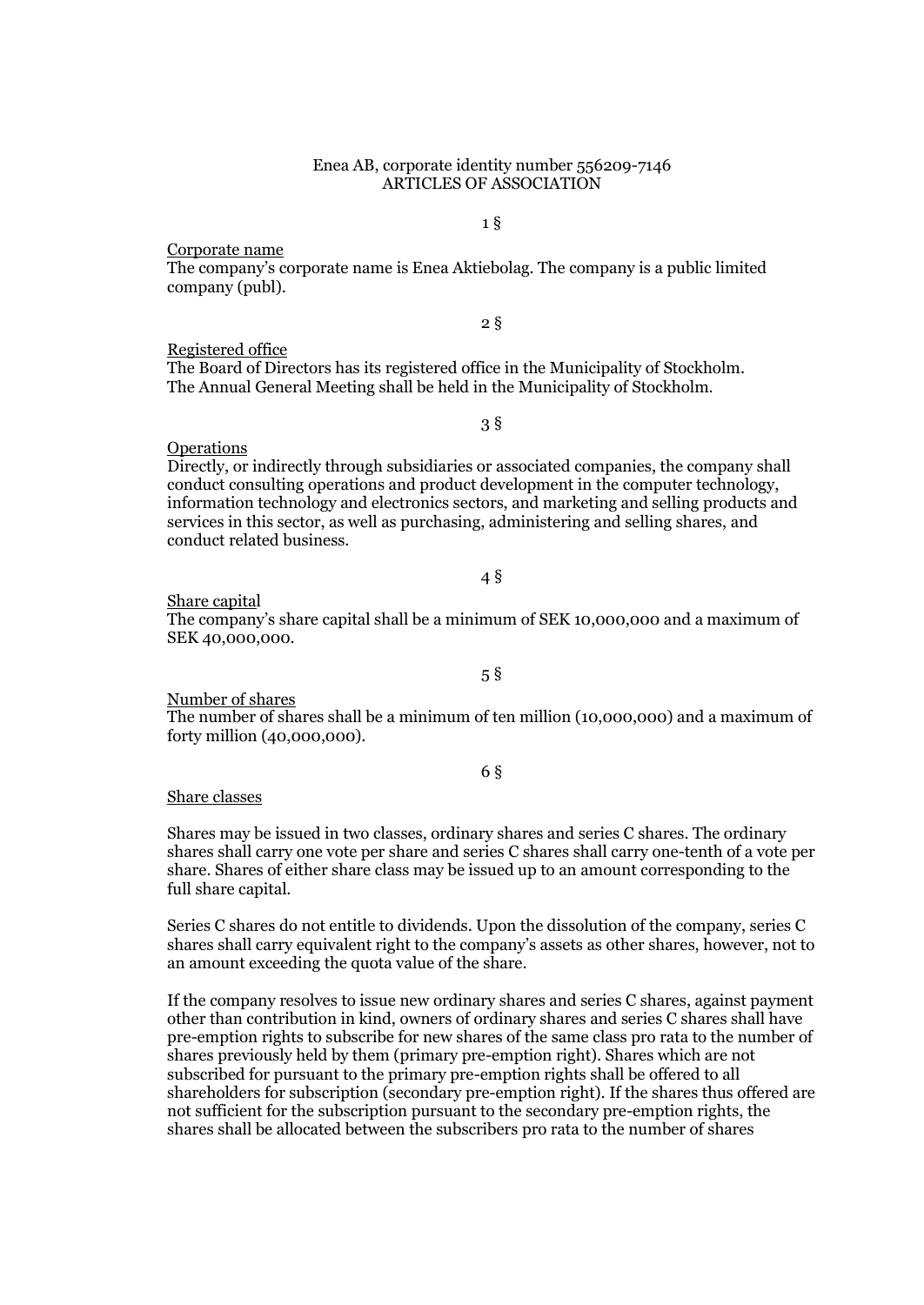Enea AB, corporate identity number 556209-7146
ARTICLES OF ASSOCIATION

1 §

Corporate name

The company's corporate name is Enea Aktiebolag. The company is a public limited company (publ).

2 §

Registered office

The Board of Directors has its registered office in the Municipality of Stockholm. The Annual General Meeting shall be held in the Municipality of Stockholm.

3 §

Operations

Directly, or indirectly through subsidiaries or associated companies, the company shall conduct consulting operations and product development in the computer technology, information technology and electronics sectors, and marketing and selling products and services in this sector, as well as purchasing, administering and selling shares, and conduct related business.

4 §

Share capital

The company's share capital shall be a minimum of SEK 10,000,000 and a maximum of SEK 40,000,000.

5 §

Number of shares

The number of shares shall be a minimum of ten million (10,000,000) and a maximum of forty million (40,000,000).

6 §

Share classes

Shares may be issued in two classes, ordinary shares and series C shares. The ordinary shares shall carry one vote per share and series C shares shall carry one-tenth of a vote per share. Shares of either share class may be issued up to an amount corresponding to the full share capital.

Series C shares do not entitle to dividends. Upon the dissolution of the company, series C shares shall carry equivalent right to the company's assets as other shares, however, not to an amount exceeding the quota value of the share.

If the company resolves to issue new ordinary shares and series C shares, against payment other than contribution in kind, owners of ordinary shares and series C shares shall have pre-emption rights to subscribe for new shares of the same class pro rata to the number of shares previously held by them (primary pre-emption right). Shares which are not subscribed for pursuant to the primary pre-emption rights shall be offered to all shareholders for subscription (secondary pre-emption right). If the shares thus offered are not sufficient for the subscription pursuant to the secondary pre-emption rights, the shares shall be allocated between the subscribers pro rata to the number of shares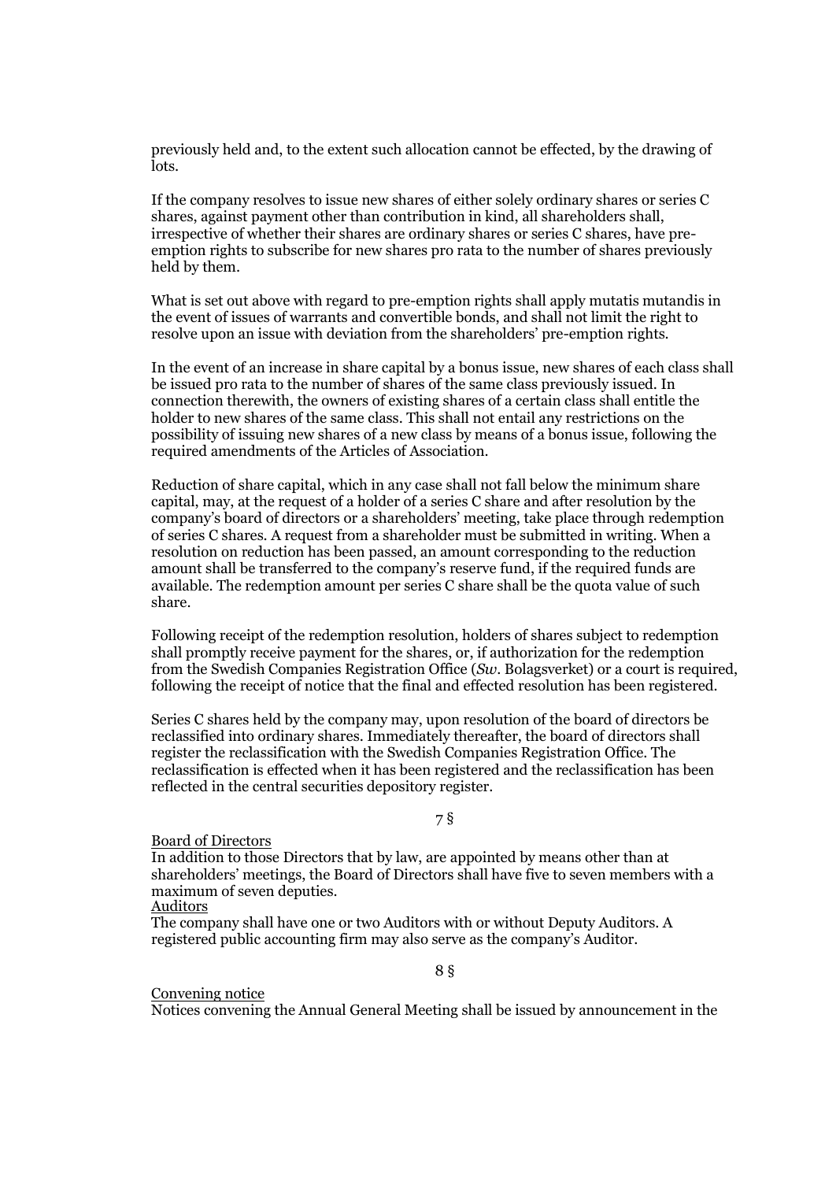previously held and, to the extent such allocation cannot be effected, by the drawing of lots.

If the company resolves to issue new shares of either solely ordinary shares or series C shares, against payment other than contribution in kind, all shareholders shall, irrespective of whether their shares are ordinary shares or series C shares, have pre-emption rights to subscribe for new shares pro rata to the number of shares previously held by them.

What is set out above with regard to pre-emption rights shall apply mutatis mutandis in the event of issues of warrants and convertible bonds, and shall not limit the right to resolve upon an issue with deviation from the shareholders' pre-emption rights.

In the event of an increase in share capital by a bonus issue, new shares of each class shall be issued pro rata to the number of shares of the same class previously issued. In connection therewith, the owners of existing shares of a certain class shall entitle the holder to new shares of the same class. This shall not entail any restrictions on the possibility of issuing new shares of a new class by means of a bonus issue, following the required amendments of the Articles of Association.

Reduction of share capital, which in any case shall not fall below the minimum share capital, may, at the request of a holder of a series C share and after resolution by the company's board of directors or a shareholders' meeting, take place through redemption of series C shares. A request from a shareholder must be submitted in writing. When a resolution on reduction has been passed, an amount corresponding to the reduction amount shall be transferred to the company's reserve fund, if the required funds are available. The redemption amount per series C share shall be the quota value of such share.

Following receipt of the redemption resolution, holders of shares subject to redemption shall promptly receive payment for the shares, or, if authorization for the redemption from the Swedish Companies Registration Office (*Sw.* Bolagsverket) or a court is required, following the receipt of notice that the final and effected resolution has been registered.

Series C shares held by the company may, upon resolution of the board of directors be reclassified into ordinary shares. Immediately thereafter, the board of directors shall register the reclassification with the Swedish Companies Registration Office. The reclassification is effected when it has been registered and the reclassification has been reflected in the central securities depository register.

7 §

Board of Directors
In addition to those Directors that by law, are appointed by means other than at shareholders' meetings, the Board of Directors shall have five to seven members with a maximum of seven deputies.
Auditors
The company shall have one or two Auditors with or without Deputy Auditors. A registered public accounting firm may also serve as the company's Auditor.

8 §

Convening notice
Notices convening the Annual General Meeting shall be issued by announcement in the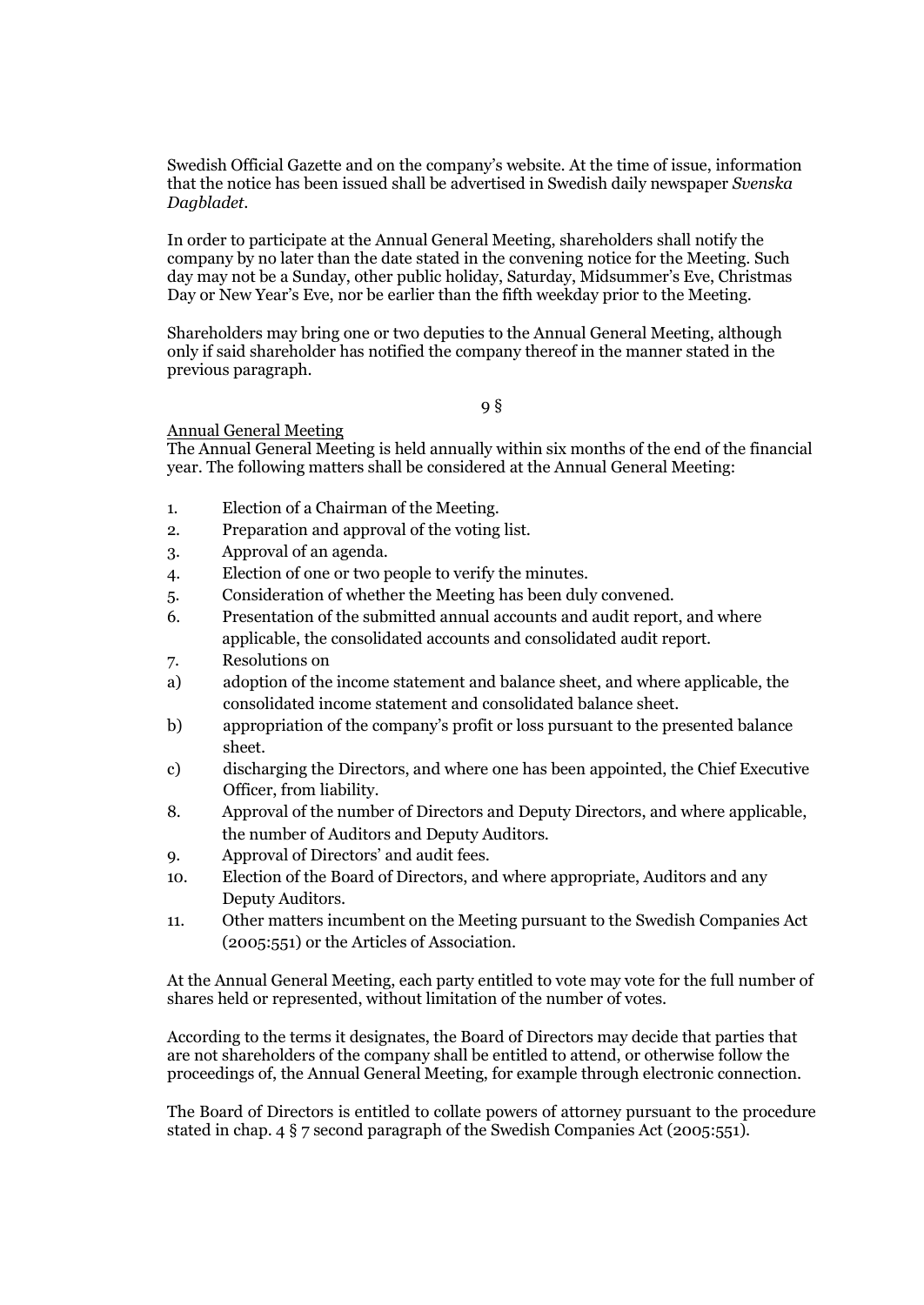Swedish Official Gazette and on the company's website. At the time of issue, information that the notice has been issued shall be advertised in Swedish daily newspaper *Svenska Dagbladet*.

In order to participate at the Annual General Meeting, shareholders shall notify the company by no later than the date stated in the convening notice for the Meeting. Such day may not be a Sunday, other public holiday, Saturday, Midsummer's Eve, Christmas Day or New Year's Eve, nor be earlier than the fifth weekday prior to the Meeting.

Shareholders may bring one or two deputies to the Annual General Meeting, although only if said shareholder has notified the company thereof in the manner stated in the previous paragraph.

9 §

Annual General Meeting

The Annual General Meeting is held annually within six months of the end of the financial year. The following matters shall be considered at the Annual General Meeting:

1. Election of a Chairman of the Meeting.
2. Preparation and approval of the voting list.
3. Approval of an agenda.
4. Election of one or two people to verify the minutes.
5. Consideration of whether the Meeting has been duly convened.
6. Presentation of the submitted annual accounts and audit report, and where applicable, the consolidated accounts and consolidated audit report.
7. Resolutions on
   - a) adoption of the income statement and balance sheet, and where applicable, the consolidated income statement and consolidated balance sheet.
   - b) appropriation of the company's profit or loss pursuant to the presented balance sheet.
   - c) discharging the Directors, and where one has been appointed, the Chief Executive Officer, from liability.
8. Approval of the number of Directors and Deputy Directors, and where applicable, the number of Auditors and Deputy Auditors.
9. Approval of Directors' and audit fees.
10. Election of the Board of Directors, and where appropriate, Auditors and any Deputy Auditors.
11. Other matters incumbent on the Meeting pursuant to the Swedish Companies Act (2005:551) or the Articles of Association.

At the Annual General Meeting, each party entitled to vote may vote for the full number of shares held or represented, without limitation of the number of votes.

According to the terms it designates, the Board of Directors may decide that parties that are not shareholders of the company shall be entitled to attend, or otherwise follow the proceedings of, the Annual General Meeting, for example through electronic connection.

The Board of Directors is entitled to collate powers of attorney pursuant to the procedure stated in chap. 4 § 7 second paragraph of the Swedish Companies Act (2005:551).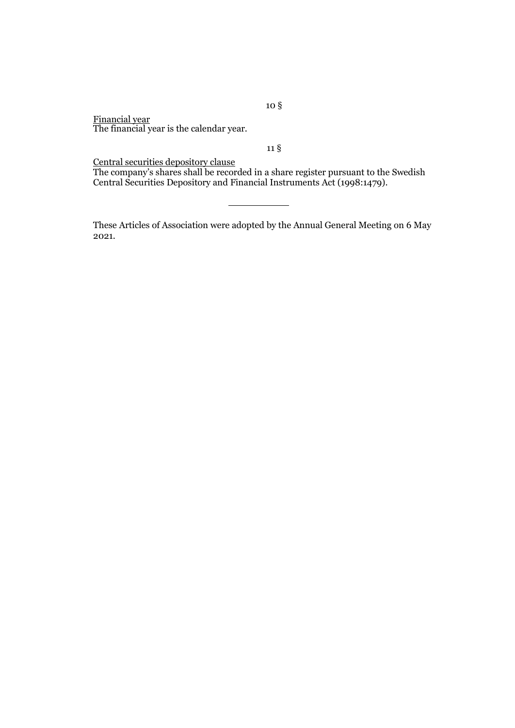10 §

<u>Financial year</u>
The financial year is the calendar year.

11 §

<u>Central securities depository clause</u>
The company's shares shall be recorded in a share register pursuant to the Swedish Central Securities Depository and Financial Instruments Act (1998:1479).

---

These Articles of Association were adopted by the Annual General Meeting on 6 May 2021.